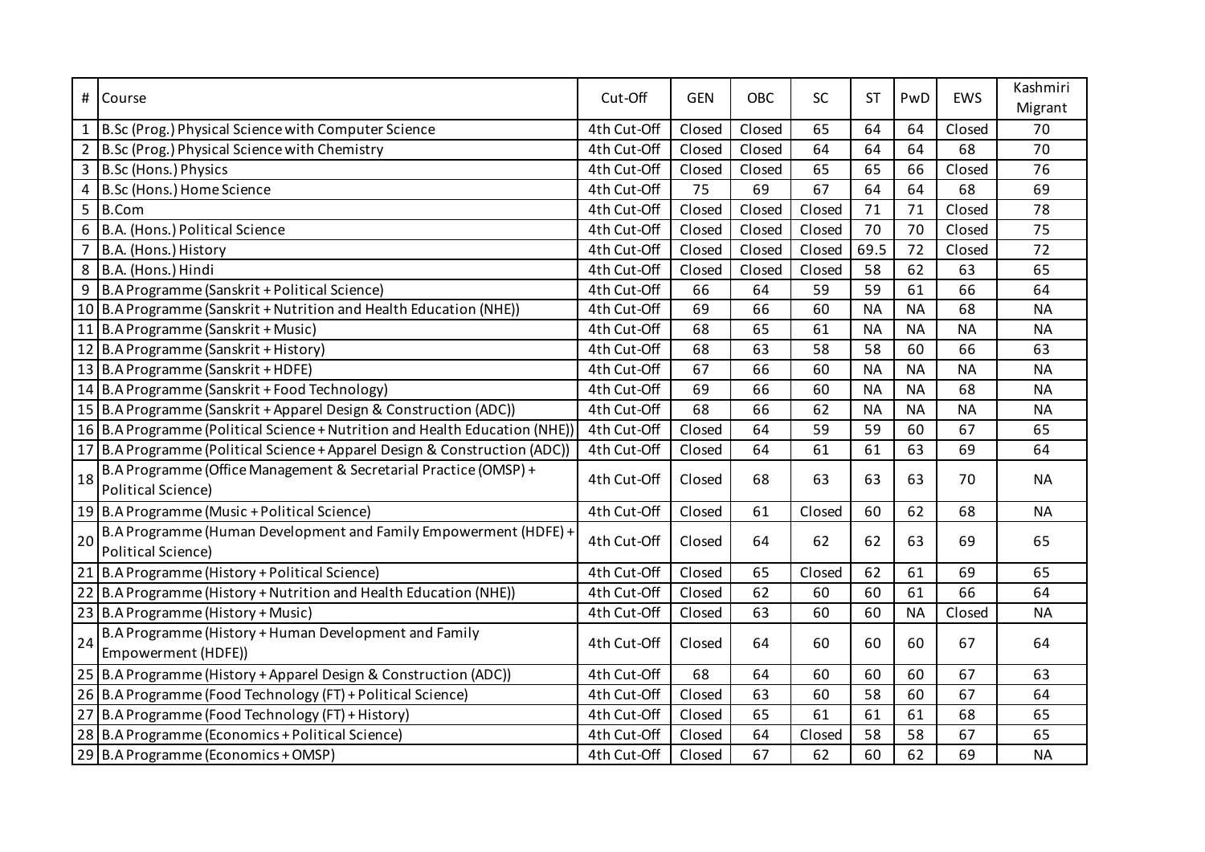| # | Course | Cut-Off | GEN | OBC | SC | ST | PwD | EWS | Kashmiri Migrant |
|---|---|---|---|---|---|---|---|---|---|
| 1 | B.Sc (Prog.) Physical Science with Computer Science | 4th Cut-Off | Closed | Closed | 65 | 64 | 64 | Closed | 70 |
| 2 | B.Sc (Prog.) Physical Science with Chemistry | 4th Cut-Off | Closed | Closed | 64 | 64 | 64 | 68 | 70 |
| 3 | B.Sc (Hons.) Physics | 4th Cut-Off | Closed | Closed | 65 | 65 | 66 | Closed | 76 |
| 4 | B.Sc (Hons.) Home Science | 4th Cut-Off | 75 | 69 | 67 | 64 | 64 | 68 | 69 |
| 5 | B.Com | 4th Cut-Off | Closed | Closed | Closed | 71 | 71 | Closed | 78 |
| 6 | B.A. (Hons.) Political Science | 4th Cut-Off | Closed | Closed | Closed | 70 | 70 | Closed | 75 |
| 7 | B.A. (Hons.) History | 4th Cut-Off | Closed | Closed | Closed | 69.5 | 72 | Closed | 72 |
| 8 | B.A. (Hons.) Hindi | 4th Cut-Off | Closed | Closed | Closed | 58 | 62 | 63 | 65 |
| 9 | B.A Programme (Sanskrit + Political Science) | 4th Cut-Off | 66 | 64 | 59 | 59 | 61 | 66 | 64 |
| 10 | B.A Programme (Sanskrit + Nutrition and Health Education (NHE)) | 4th Cut-Off | 69 | 66 | 60 | NA | NA | 68 | NA |
| 11 | B.A Programme (Sanskrit + Music) | 4th Cut-Off | 68 | 65 | 61 | NA | NA | NA | NA |
| 12 | B.A Programme (Sanskrit + History) | 4th Cut-Off | 68 | 63 | 58 | 58 | 60 | 66 | 63 |
| 13 | B.A Programme (Sanskrit + HDFE) | 4th Cut-Off | 67 | 66 | 60 | NA | NA | NA | NA |
| 14 | B.A Programme (Sanskrit + Food Technology) | 4th Cut-Off | 69 | 66 | 60 | NA | NA | 68 | NA |
| 15 | B.A Programme (Sanskrit + Apparel Design & Construction (ADC)) | 4th Cut-Off | 68 | 66 | 62 | NA | NA | NA | NA |
| 16 | B.A Programme (Political Science + Nutrition and Health Education (NHE)) | 4th Cut-Off | Closed | 64 | 59 | 59 | 60 | 67 | 65 |
| 17 | B.A Programme (Political Science + Apparel Design & Construction (ADC)) | 4th Cut-Off | Closed | 64 | 61 | 61 | 63 | 69 | 64 |
| 18 | B.A Programme (Office Management & Secretarial Practice (OMSP) + Political Science) | 4th Cut-Off | Closed | 68 | 63 | 63 | 63 | 70 | NA |
| 19 | B.A Programme (Music + Political Science) | 4th Cut-Off | Closed | 61 | Closed | 60 | 62 | 68 | NA |
| 20 | B.A Programme (Human Development and Family Empowerment (HDFE) + Political Science) | 4th Cut-Off | Closed | 64 | 62 | 62 | 63 | 69 | 65 |
| 21 | B.A Programme (History + Political Science) | 4th Cut-Off | Closed | 65 | Closed | 62 | 61 | 69 | 65 |
| 22 | B.A Programme (History + Nutrition and Health Education (NHE)) | 4th Cut-Off | Closed | 62 | 60 | 60 | 61 | 66 | 64 |
| 23 | B.A Programme (History + Music) | 4th Cut-Off | Closed | 63 | 60 | 60 | NA | Closed | NA |
| 24 | B.A Programme (History + Human Development and Family Empowerment (HDFE)) | 4th Cut-Off | Closed | 64 | 60 | 60 | 60 | 67 | 64 |
| 25 | B.A Programme (History + Apparel Design & Construction (ADC)) | 4th Cut-Off | 68 | 64 | 60 | 60 | 60 | 67 | 63 |
| 26 | B.A Programme (Food Technology (FT) + Political Science) | 4th Cut-Off | Closed | 63 | 60 | 58 | 60 | 67 | 64 |
| 27 | B.A Programme (Food Technology (FT) + History) | 4th Cut-Off | Closed | 65 | 61 | 61 | 61 | 68 | 65 |
| 28 | B.A Programme (Economics + Political Science) | 4th Cut-Off | Closed | 64 | Closed | 58 | 58 | 67 | 65 |
| 29 | B.A Programme (Economics + OMSP) | 4th Cut-Off | Closed | 67 | 62 | 60 | 62 | 69 | NA |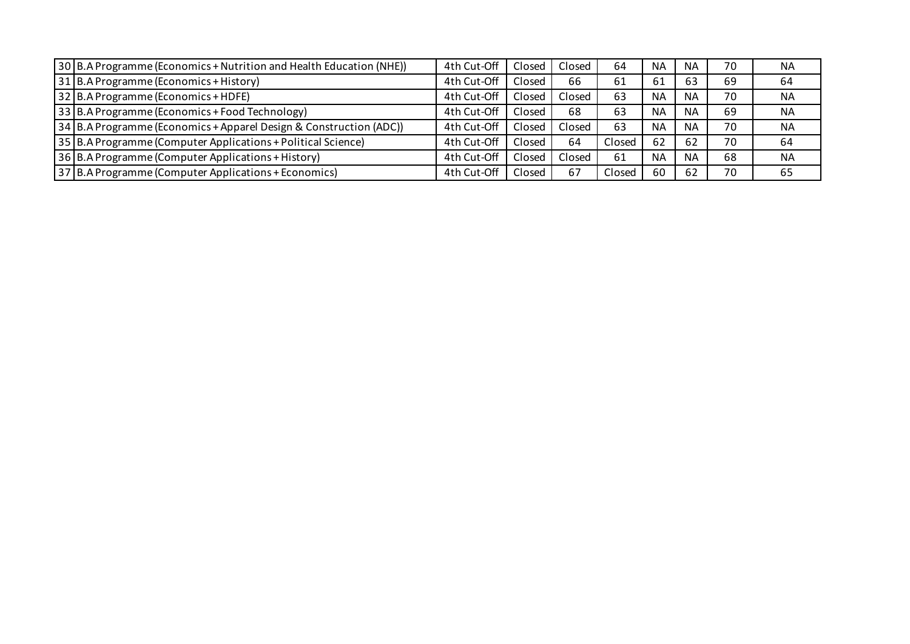| | | | | | | | | | |
|---|---|---|---|---|---|---|---|---|---|
| 30 | B.A Programme (Economics + Nutrition and Health Education (NHE)) | 4th Cut-Off | Closed | Closed | 64 | NA | NA | 70 | NA |
| 31 | B.A Programme (Economics + History) | 4th Cut-Off | Closed | 66 | 61 | 61 | 63 | 69 | 64 |
| 32 | B.A Programme (Economics + HDFE) | 4th Cut-Off | Closed | Closed | 63 | NA | NA | 70 | NA |
| 33 | B.A Programme (Economics + Food Technology) | 4th Cut-Off | Closed | 68 | 63 | NA | NA | 69 | NA |
| 34 | B.A Programme (Economics + Apparel Design & Construction (ADC)) | 4th Cut-Off | Closed | Closed | 63 | NA | NA | 70 | NA |
| 35 | B.A Programme (Computer Applications + Political Science) | 4th Cut-Off | Closed | 64 | Closed | 62 | 62 | 70 | 64 |
| 36 | B.A Programme (Computer Applications + History) | 4th Cut-Off | Closed | Closed | 61 | NA | NA | 68 | NA |
| 37 | B.A Programme (Computer Applications + Economics) | 4th Cut-Off | Closed | 67 | Closed | 60 | 62 | 70 | 65 |